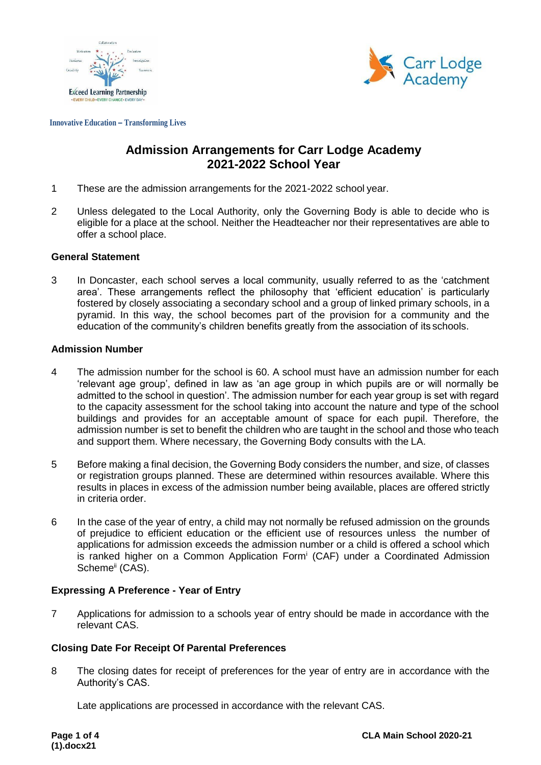Innovative Education – Transforming Lives

# Admission Arrangements for Carr Lodge Academy 2021-2022 School Year

1. These are the admission arrangements for the 2021-2022 school year.

2. Unless delegated to the Local Authority, only the Governing Body is able to decide who is eligible for a place at the school. Neither the Headteacher nor their representatives are able to offer a school place.

**General Statement**

3. In Doncaster, each school serves a local community, usually referred to as the 'catchment area'. These arrangements reflect the philosophy that 'efficient education' is particularly fostered by closely associating a secondary school and a group of linked primary schools, in a pyramid. In this way, the school becomes part of the provision for a community and the education of the community's children benefits greatly from the association of its schools.

**Admission Number**

4. The admission number for the school is 60. A school must have an admission number for each 'relevant age group', defined in law as 'an age group in which pupils are or will normally be admitted to the school in question'. The admission number for each year group is set with regard to the capacity assessment for the school taking into account the nature and type of the school buildings and provides for an acceptable amount of space for each pupil. Therefore, the admission number is set to benefit the children who are taught in the school and those who teach and support them. Where necessary, the Governing Body consults with the LA.

5. Before making a final decision, the Governing Body considers the number, and size, of classes or registration groups planned. These are determined within resources available. Where this results in places in excess of the admission number being available, places are offered strictly in criteria order.

6. In the case of the year of entry, a child may not normally be refused admission on the grounds of prejudice to efficient education or the efficient use of resources unless the number of applications for admission exceeds the admission number or a child is offered a school which is ranked higher on a Common Application Form[i] (CAF) under a Coordinated Admission Scheme[ii] (CAS).

**Expressing A Preference - Year of Entry**

7. Applications for admission to a schools year of entry should be made in accordance with the relevant CAS.

**Closing Date For Receipt Of Parental Preferences**

8. The closing dates for receipt of preferences for the year of entry are in accordance with the Authority's CAS.

   Late applications are processed in accordance with the relevant CAS.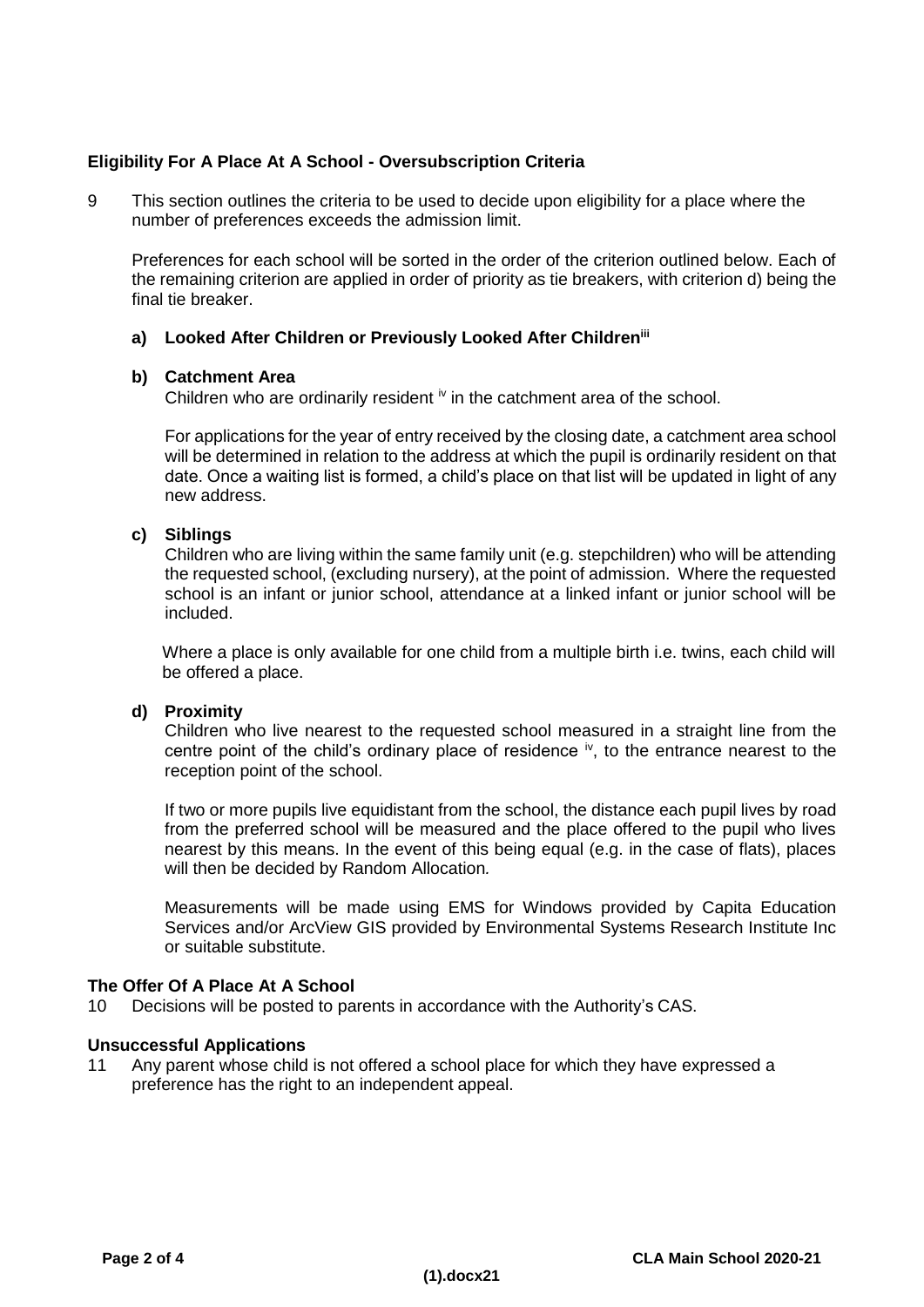## Eligibility For A Place At A School - Oversubscription Criteria

9 This section outlines the criteria to be used to decide upon eligibility for a place where the number of preferences exceeds the admission limit.

Preferences for each school will be sorted in the order of the criterion outlined below. Each of the remaining criterion are applied in order of priority as tie breakers, with criterion d) being the final tie breaker.

### a) Looked After Children or Previously Looked After Children[iii]

### b) Catchment Area

Children who are ordinarily resident [iv] in the catchment area of the school.

For applications for the year of entry received by the closing date, a catchment area school will be determined in relation to the address at which the pupil is ordinarily resident on that date. Once a waiting list is formed, a child's place on that list will be updated in light of any new address.

### c) Siblings

Children who are living within the same family unit (e.g. stepchildren) who will be attending the requested school, (excluding nursery), at the point of admission. Where the requested school is an infant or junior school, attendance at a linked infant or junior school will be included.

Where a place is only available for one child from a multiple birth i.e. twins, each child will be offered a place.

### d) Proximity

Children who live nearest to the requested school measured in a straight line from the centre point of the child's ordinary place of residence [iv], to the entrance nearest to the reception point of the school.

If two or more pupils live equidistant from the school, the distance each pupil lives by road from the preferred school will be measured and the place offered to the pupil who lives nearest by this means. In the event of this being equal (e.g. in the case of flats), places will then be decided by Random Allocation*.*

Measurements will be made using EMS for Windows provided by Capita Education Services and/or ArcView GIS provided by Environmental Systems Research Institute Inc or suitable substitute.

## The Offer Of A Place At A School

10 Decisions will be posted to parents in accordance with the Authority's CAS.

## Unsuccessful Applications

11 Any parent whose child is not offered a school place for which they have expressed a preference has the right to an independent appeal.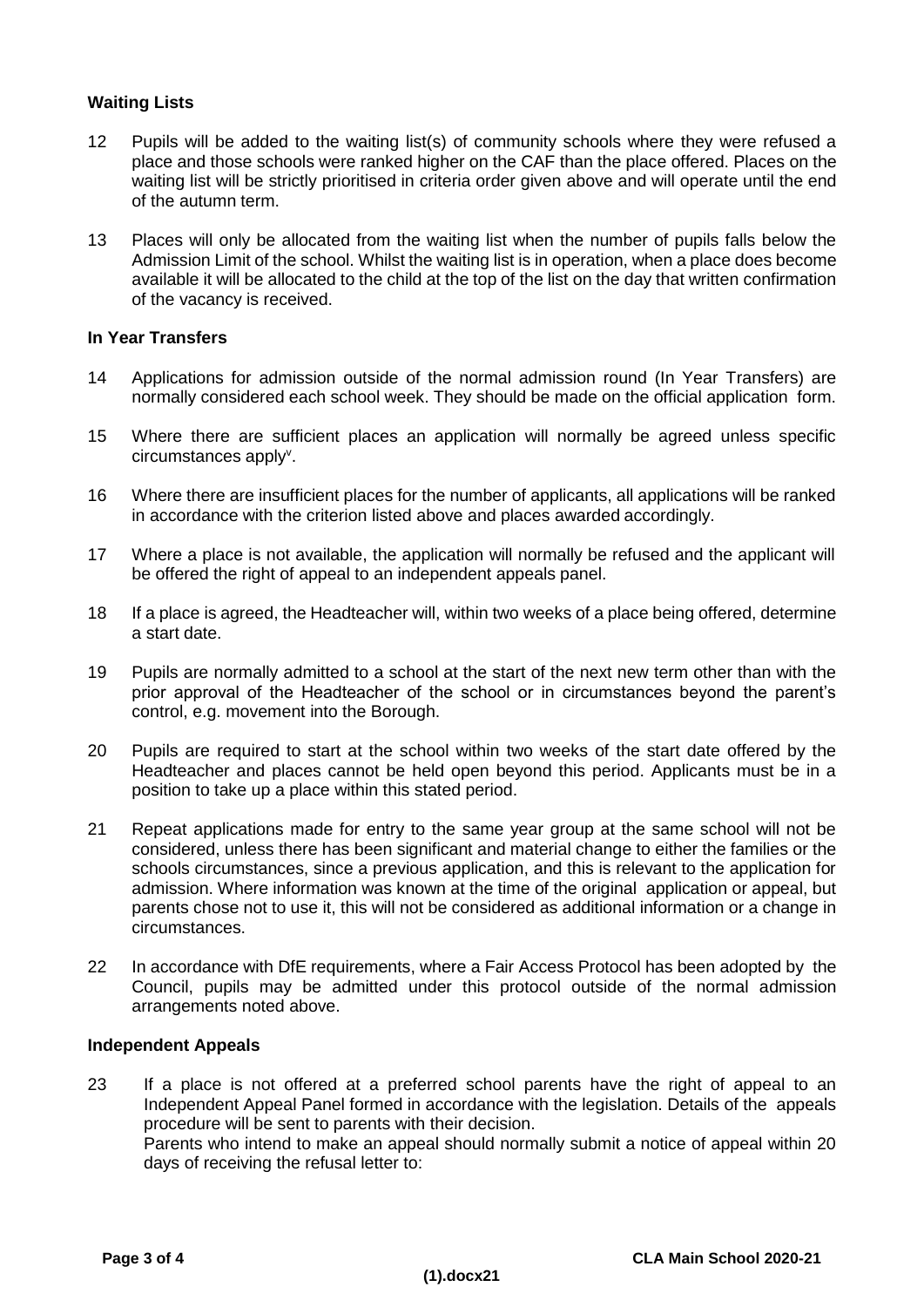### Waiting Lists

12 Pupils will be added to the waiting list(s) of community schools where they were refused a place and those schools were ranked higher on the CAF than the place offered. Places on the waiting list will be strictly prioritised in criteria order given above and will operate until the end of the autumn term.

13 Places will only be allocated from the waiting list when the number of pupils falls below the Admission Limit of the school. Whilst the waiting list is in operation, when a place does become available it will be allocated to the child at the top of the list on the day that written confirmation of the vacancy is received.

### In Year Transfers

14 Applications for admission outside of the normal admission round (In Year Transfers) are normally considered each school week. They should be made on the official application form.

15 Where there are sufficient places an application will normally be agreed unless specific circumstances apply[v].

16 Where there are insufficient places for the number of applicants, all applications will be ranked in accordance with the criterion listed above and places awarded accordingly.

17 Where a place is not available, the application will normally be refused and the applicant will be offered the right of appeal to an independent appeals panel.

18 If a place is agreed, the Headteacher will, within two weeks of a place being offered, determine a start date.

19 Pupils are normally admitted to a school at the start of the next new term other than with the prior approval of the Headteacher of the school or in circumstances beyond the parent's control, e.g. movement into the Borough.

20 Pupils are required to start at the school within two weeks of the start date offered by the Headteacher and places cannot be held open beyond this period. Applicants must be in a position to take up a place within this stated period.

21 Repeat applications made for entry to the same year group at the same school will not be considered, unless there has been significant and material change to either the families or the schools circumstances, since a previous application, and this is relevant to the application for admission. Where information was known at the time of the original application or appeal, but parents chose not to use it, this will not be considered as additional information or a change in circumstances.

22 In accordance with DfE requirements, where a Fair Access Protocol has been adopted by the Council, pupils may be admitted under this protocol outside of the normal admission arrangements noted above.

### Independent Appeals

23 If a place is not offered at a preferred school parents have the right of appeal to an Independent Appeal Panel formed in accordance with the legislation. Details of the appeals procedure will be sent to parents with their decision.
Parents who intend to make an appeal should normally submit a notice of appeal within 20 days of receiving the refusal letter to: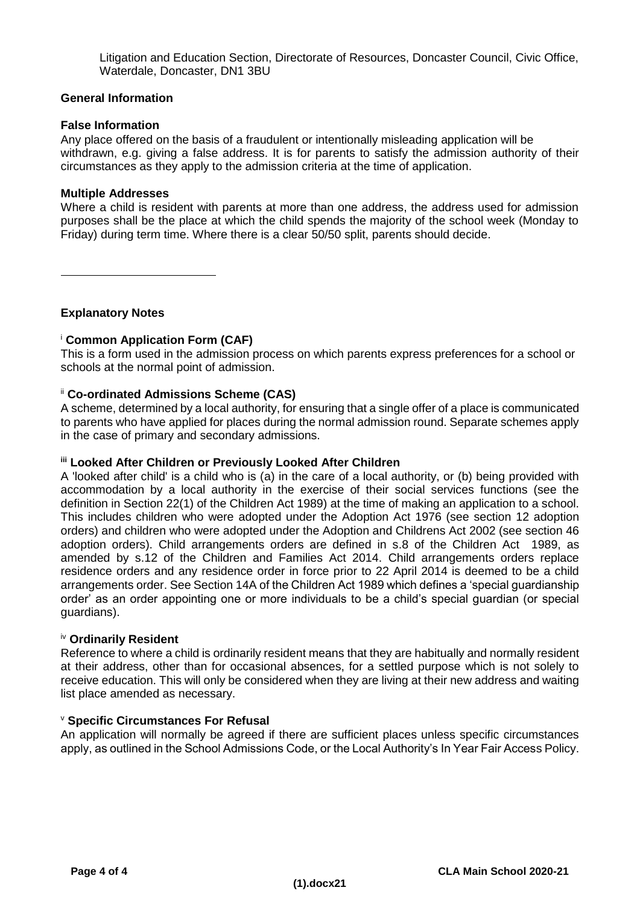Litigation and Education Section, Directorate of Resources, Doncaster Council, Civic Office, Waterdale, Doncaster, DN1 3BU

**General Information**

**False Information**

Any place offered on the basis of a fraudulent or intentionally misleading application will be withdrawn, e.g. giving a false address. It is for parents to satisfy the admission authority of their circumstances as they apply to the admission criteria at the time of application.

**Multiple Addresses**

Where a child is resident with parents at more than one address, the address used for admission purposes shall be the place at which the child spends the majority of the school week (Monday to Friday) during term time. Where there is a clear 50/50 split, parents should decide.

---

**Explanatory Notes**

[i] **Common Application Form (CAF)**

This is a form used in the admission process on which parents express preferences for a school or schools at the normal point of admission.

[ii] **Co-ordinated Admissions Scheme (CAS)**

A scheme, determined by a local authority, for ensuring that a single offer of a place is communicated to parents who have applied for places during the normal admission round. Separate schemes apply in the case of primary and secondary admissions.

[iii] **Looked After Children or Previously Looked After Children**

A 'looked after child' is a child who is (a) in the care of a local authority, or (b) being provided with accommodation by a local authority in the exercise of their social services functions (see the definition in Section 22(1) of the Children Act 1989) at the time of making an application to a school. This includes children who were adopted under the Adoption Act 1976 (see section 12 adoption orders) and children who were adopted under the Adoption and Childrens Act 2002 (see section 46 adoption orders). Child arrangements orders are defined in s.8 of the Children Act 1989, as amended by s.12 of the Children and Families Act 2014. Child arrangements orders replace residence orders and any residence order in force prior to 22 April 2014 is deemed to be a child arrangements order. See Section 14A of the Children Act 1989 which defines a 'special guardianship order' as an order appointing one or more individuals to be a child's special guardian (or special guardians).

[iv] **Ordinarily Resident**

Reference to where a child is ordinarily resident means that they are habitually and normally resident at their address, other than for occasional absences, for a settled purpose which is not solely to receive education. This will only be considered when they are living at their new address and waiting list place amended as necessary.

[v] **Specific Circumstances For Refusal**

An application will normally be agreed if there are sufficient places unless specific circumstances apply, as outlined in the School Admissions Code, or the Local Authority's In Year Fair Access Policy.